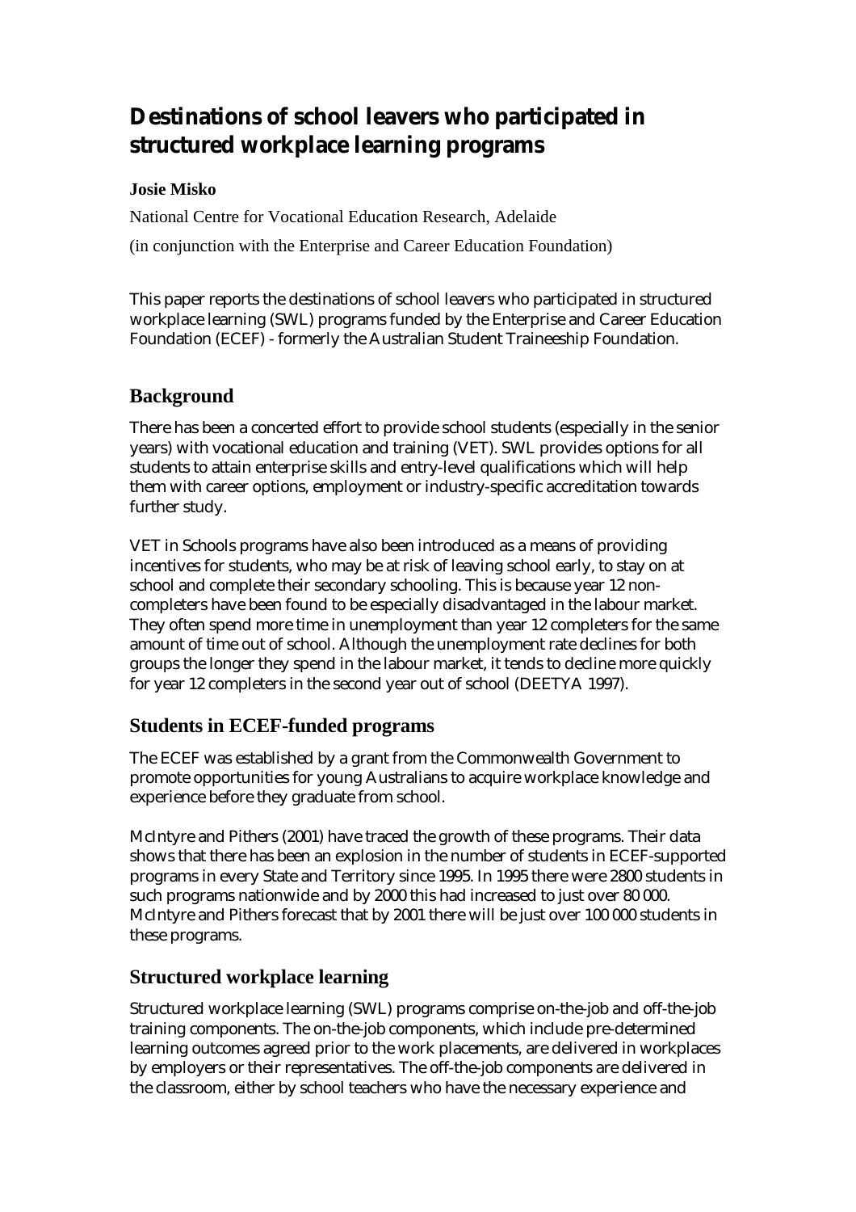# Destinations of school leavers who participated in structured workplace learning programs

**Josie Misko**

National Centre for Vocational Education Research, Adelaide

(in conjunction with the Enterprise and Career Education Foundation)

This paper reports the destinations of school leavers who participated in structured workplace learning (SWL) programs funded by the Enterprise and Career Education Foundation (ECEF) - formerly the Australian Student Traineeship Foundation.

## Background

There has been a concerted effort to provide school students (especially in the senior years) with vocational education and training (VET). SWL provides options for all students to attain enterprise skills and entry-level qualifications which will help them with career options, employment or industry-specific accreditation towards further study.

VET in Schools programs have also been introduced as a means of providing incentives for students, who may be at risk of leaving school early, to stay on at school and complete their secondary schooling. This is because year 12 non-completers have been found to be especially disadvantaged in the labour market. They often spend more time in unemployment than year 12 completers for the same amount of time out of school. Although the unemployment rate declines for both groups the longer they spend in the labour market, it tends to decline more quickly for year 12 completers in the second year out of school (DEETYA 1997).

## Students in ECEF-funded programs

The ECEF was established by a grant from the Commonwealth Government to promote opportunities for young Australians to acquire workplace knowledge and experience before they graduate from school.

McIntyre and Pithers (2001) have traced the growth of these programs. Their data shows that there has been an explosion in the number of students in ECEF-supported programs in every State and Territory since 1995. In 1995 there were 2800 students in such programs nationwide and by 2000 this had increased to just over 80 000. McIntyre and Pithers forecast that by 2001 there will be just over 100 000 students in these programs.

## Structured workplace learning

Structured workplace learning (SWL) programs comprise on-the-job and off-the-job training components. The on-the-job components, which include pre-determined learning outcomes agreed prior to the work placements, are delivered in workplaces by employers or their representatives. The off-the-job components are delivered in the classroom, either by school teachers who have the necessary experience and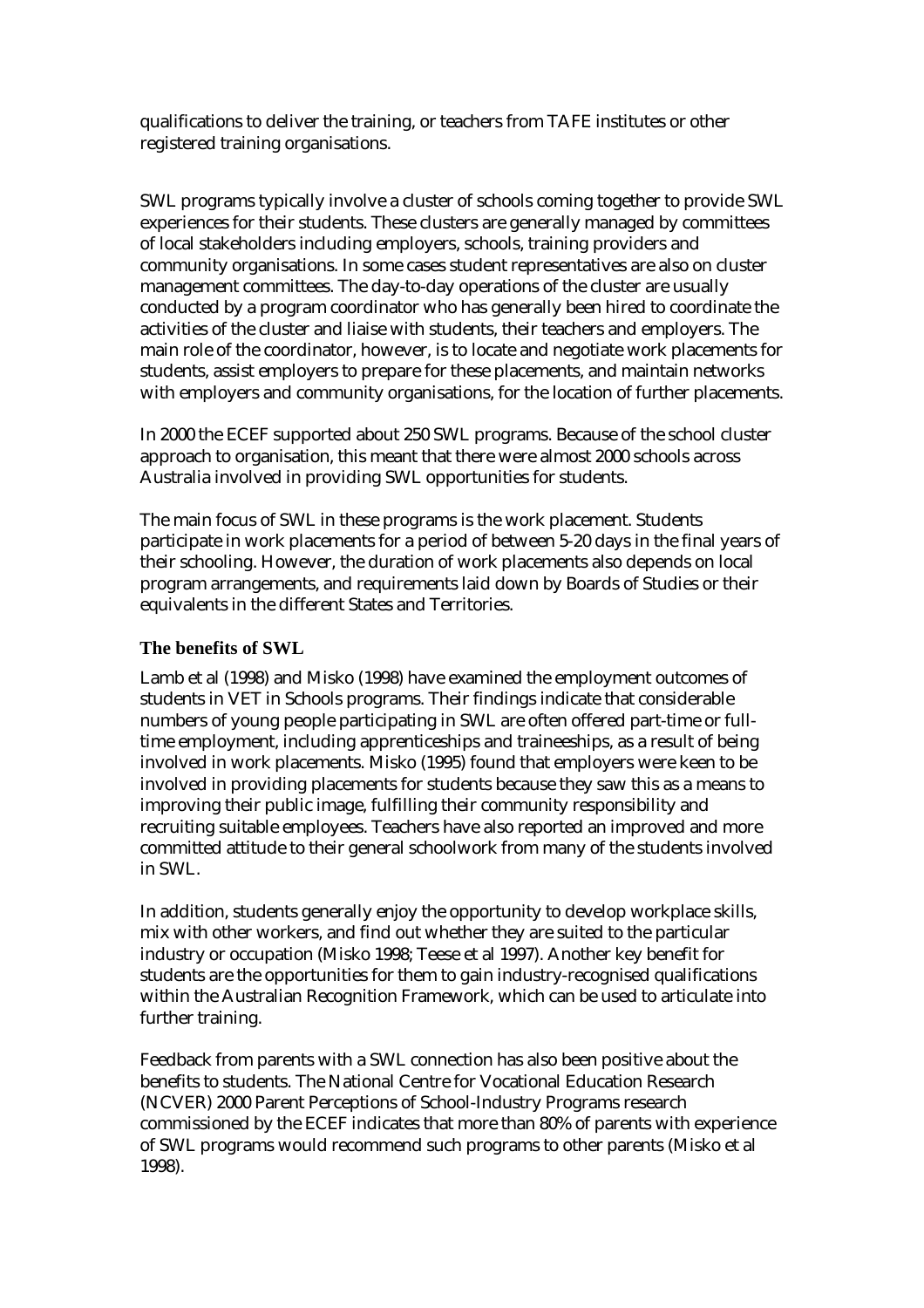qualifications to deliver the training, or teachers from TAFE institutes or other registered training organisations.

SWL programs typically involve a cluster of schools coming together to provide SWL experiences for their students. These clusters are generally managed by committees of local stakeholders including employers, schools, training providers and community organisations. In some cases student representatives are also on cluster management committees. The day-to-day operations of the cluster are usually conducted by a program coordinator who has generally been hired to coordinate the activities of the cluster and liaise with students, their teachers and employers. The main role of the coordinator, however, is to locate and negotiate work placements for students, assist employers to prepare for these placements, and maintain networks with employers and community organisations, for the location of further placements.

In 2000 the ECEF supported about 250 SWL programs. Because of the school cluster approach to organisation, this meant that there were almost 2000 schools across Australia involved in providing SWL opportunities for students.

The main focus of SWL in these programs is the work placement. Students participate in work placements for a period of between 5-20 days in the final years of their schooling. However, the duration of work placements also depends on local program arrangements, and requirements laid down by Boards of Studies or their equivalents in the different States and Territories.

### The benefits of SWL

Lamb et al (1998) and Misko (1998) have examined the employment outcomes of students in VET in Schools programs. Their findings indicate that considerable numbers of young people participating in SWL are often offered part-time or full-time employment, including apprenticeships and traineeships, as a result of being involved in work placements. Misko (1995) found that employers were keen to be involved in providing placements for students because they saw this as a means to improving their public image, fulfilling their community responsibility and recruiting suitable employees. Teachers have also reported an improved and more committed attitude to their general schoolwork from many of the students involved in SWL.

In addition, students generally enjoy the opportunity to develop workplace skills, mix with other workers, and find out whether they are suited to the particular industry or occupation (Misko 1998; Teese et al 1997). Another key benefit for students are the opportunities for them to gain industry-recognised qualifications within the Australian Recognition Framework, which can be used to articulate into further training.

Feedback from parents with a SWL connection has also been positive about the benefits to students. The National Centre for Vocational Education Research (NCVER) 2000 Parent Perceptions of School-Industry Programs research commissioned by the ECEF indicates that more than 80% of parents with experience of SWL programs would recommend such programs to other parents (Misko et al 1998).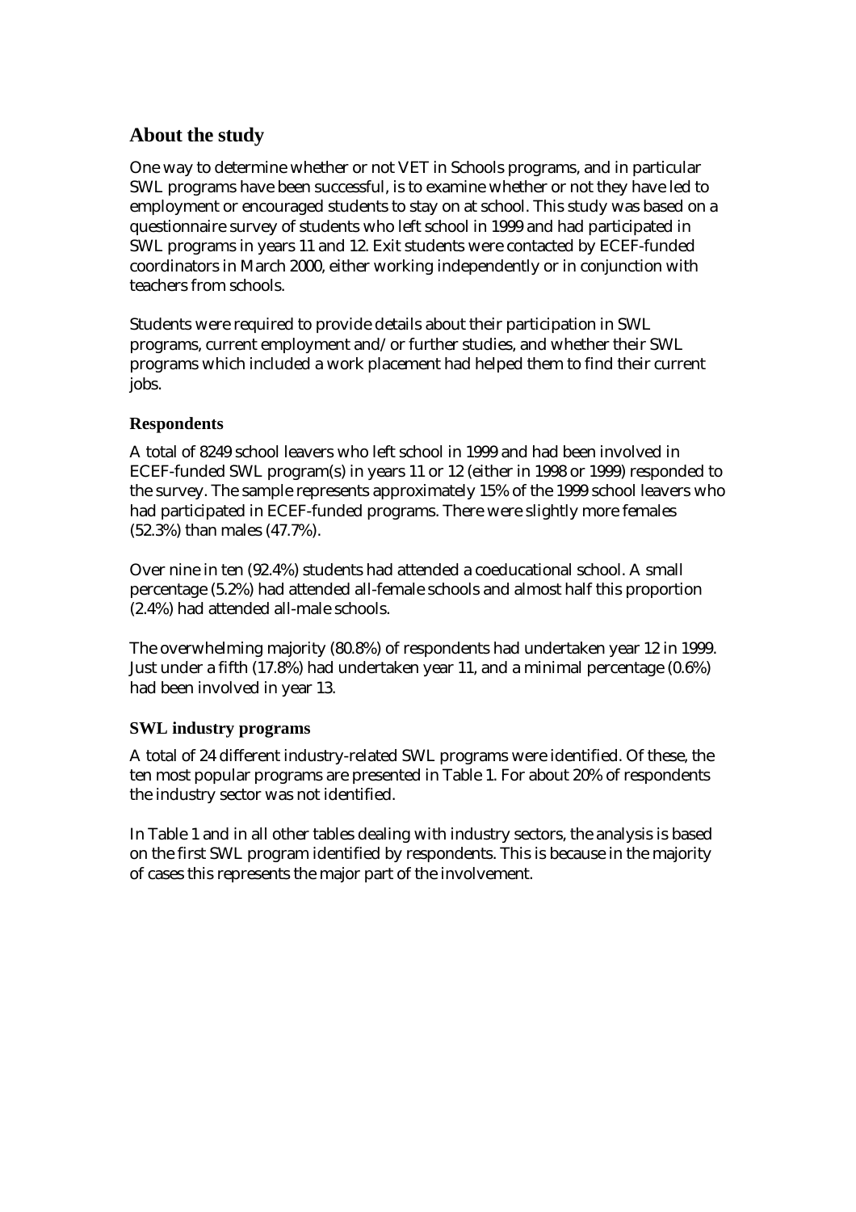## About the study

One way to determine whether or not VET in Schools programs, and in particular SWL programs have been successful, is to examine whether or not they have led to employment or encouraged students to stay on at school. This study was based on a questionnaire survey of students who left school in 1999 and had participated in SWL programs in years 11 and 12. Exit students were contacted by ECEF-funded coordinators in March 2000, either working independently or in conjunction with teachers from schools.

Students were required to provide details about their participation in SWL programs, current employment and/or further studies, and whether their SWL programs which included a work placement had helped them to find their current jobs.

### Respondents

A total of 8249 school leavers who left school in 1999 and had been involved in ECEF-funded SWL program(s) in years 11 or 12 (either in 1998 or 1999) responded to the survey. The sample represents approximately 15% of the 1999 school leavers who had participated in ECEF-funded programs. There were slightly more females (52.3%) than males (47.7%).

Over nine in ten (92.4%) students had attended a coeducational school. A small percentage (5.2%) had attended all-female schools and almost half this proportion (2.4%) had attended all-male schools.

The overwhelming majority (80.8%) of respondents had undertaken year 12 in 1999. Just under a fifth (17.8%) had undertaken year 11, and a minimal percentage (0.6%) had been involved in year 13.

### SWL industry programs

A total of 24 different industry-related SWL programs were identified. Of these, the ten most popular programs are presented in Table 1. For about 20% of respondents the industry sector was not identified.

In Table 1 and in all other tables dealing with industry sectors, the analysis is based on the first SWL program identified by respondents. This is because in the majority of cases this represents the major part of the involvement.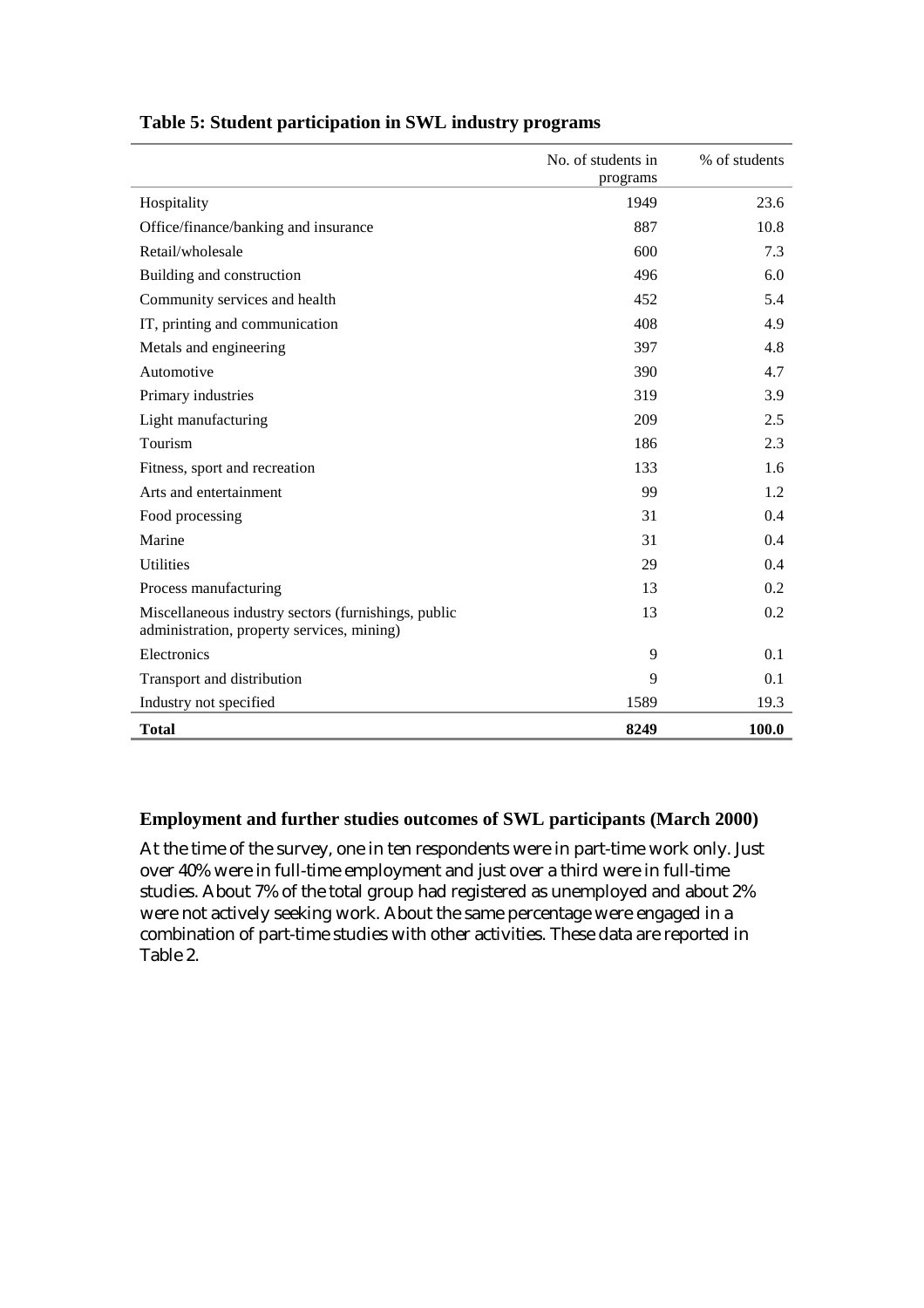**Table 5: Student participation in SWL industry programs**

| | No. of students in programs | % of students |
|---|---|---|
| Hospitality | 1949 | 23.6 |
| Office/finance/banking and insurance | 887 | 10.8 |
| Retail/wholesale | 600 | 7.3 |
| Building and construction | 496 | 6.0 |
| Community services and health | 452 | 5.4 |
| IT, printing and communication | 408 | 4.9 |
| Metals and engineering | 397 | 4.8 |
| Automotive | 390 | 4.7 |
| Primary industries | 319 | 3.9 |
| Light manufacturing | 209 | 2.5 |
| Tourism | 186 | 2.3 |
| Fitness, sport and recreation | 133 | 1.6 |
| Arts and entertainment | 99 | 1.2 |
| Food processing | 31 | 0.4 |
| Marine | 31 | 0.4 |
| Utilities | 29 | 0.4 |
| Process manufacturing | 13 | 0.2 |
| Miscellaneous industry sectors (furnishings, public administration, property services, mining) | 13 | 0.2 |
| Electronics | 9 | 0.1 |
| Transport and distribution | 9 | 0.1 |
| Industry not specified | 1589 | 19.3 |
| **Total** | **8249** | **100.0** |

### Employment and further studies outcomes of SWL participants (March 2000)

At the time of the survey, one in ten respondents were in part-time work only. Just over 40% were in full-time employment and just over a third were in full-time studies. About 7% of the total group had registered as unemployed and about 2% were not actively seeking work. About the same percentage were engaged in a combination of part-time studies with other activities. These data are reported in Table 2.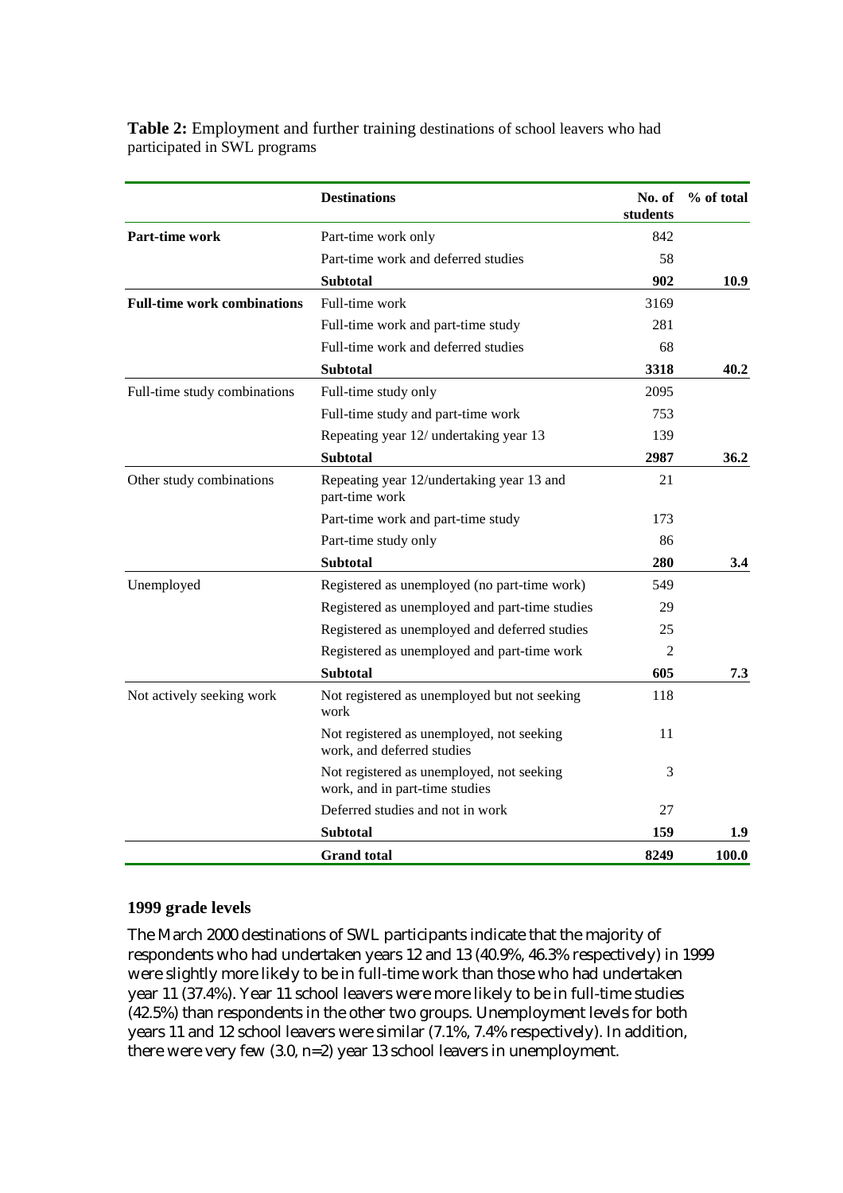**Table 2:** Employment and further training destinations of school leavers who had participated in SWL programs

| | Destinations | No. of students | % of total |
|---|---|---|---|
| **Part-time work** | Part-time work only | 842 | |
| | Part-time work and deferred studies | 58 | |
| | **Subtotal** | **902** | **10.9** |
| **Full-time work combinations** | Full-time work | 3169 | |
| | Full-time work and part-time study | 281 | |
| | Full-time work and deferred studies | 68 | |
| | **Subtotal** | **3318** | **40.2** |
| Full-time study combinations | Full-time study only | 2095 | |
| | Full-time study and part-time work | 753 | |
| | Repeating year 12/ undertaking year 13 | 139 | |
| | **Subtotal** | **2987** | **36.2** |
| Other study combinations | Repeating year 12/undertaking year 13 and part-time work | 21 | |
| | Part-time work and part-time study | 173 | |
| | Part-time study only | 86 | |
| | **Subtotal** | **280** | **3.4** |
| Unemployed | Registered as unemployed (no part-time work) | 549 | |
| | Registered as unemployed and part-time studies | 29 | |
| | Registered as unemployed and deferred studies | 25 | |
| | Registered as unemployed and part-time work | 2 | |
| | **Subtotal** | **605** | **7.3** |
| Not actively seeking work | Not registered as unemployed but not seeking work | 118 | |
| | Not registered as unemployed, not seeking work, and deferred studies | 11 | |
| | Not registered as unemployed, not seeking work, and in part-time studies | 3 | |
| | Deferred studies and not in work | 27 | |
| | **Subtotal** | **159** | **1.9** |
| | **Grand total** | **8249** | **100.0** |

### 1999 grade levels

The March 2000 destinations of SWL participants indicate that the majority of respondents who had undertaken years 12 and 13 (40.9%, 46.3% respectively) in 1999 were slightly more likely to be in full-time work than those who had undertaken year 11 (37.4%). Year 11 school leavers were more likely to be in full-time studies (42.5%) than respondents in the other two groups. Unemployment levels for both years 11 and 12 school leavers were similar (7.1%, 7.4% respectively). In addition, there were very few (3.0, n=2) year 13 school leavers in unemployment.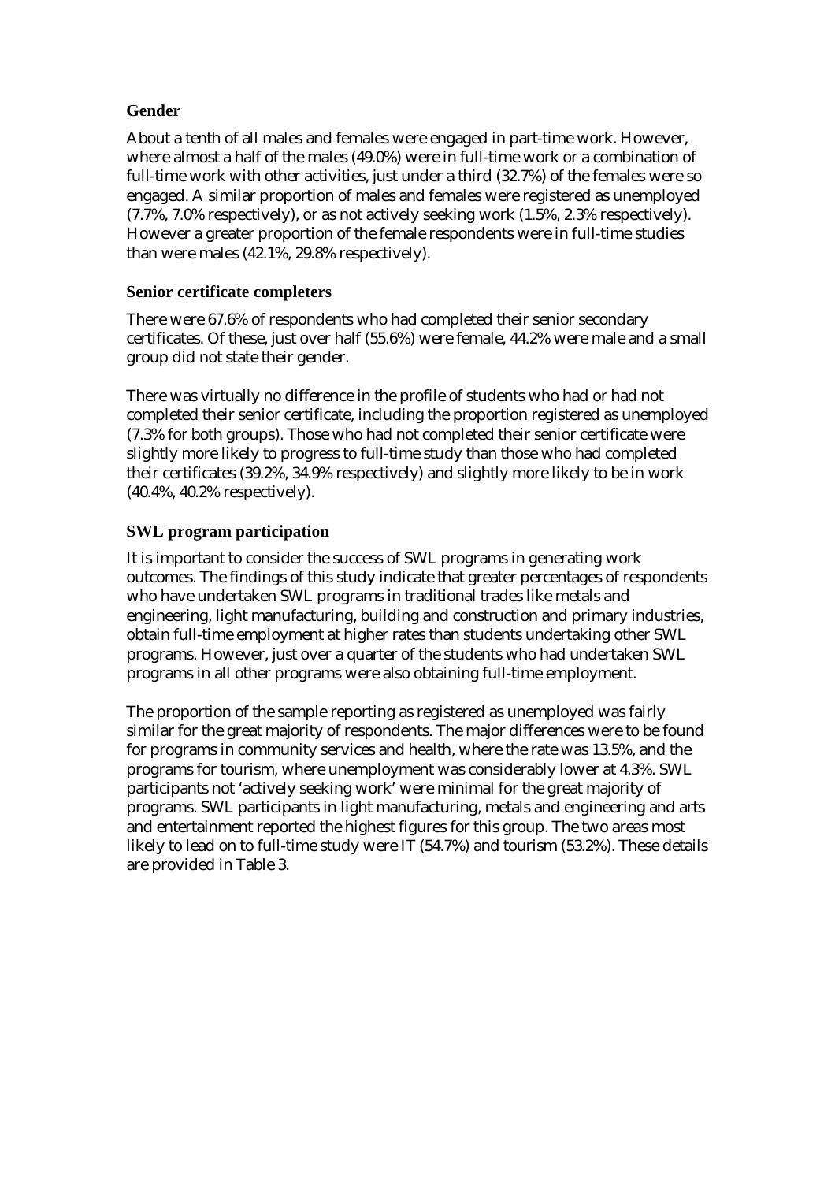### Gender

About a tenth of all males and females were engaged in part-time work. However, where almost a half of the males (49.0%) were in full-time work or a combination of full-time work with other activities, just under a third (32.7%) of the females were so engaged. A similar proportion of males and females were registered as unemployed (7.7%, 7.0% respectively), or as not actively seeking work (1.5%, 2.3% respectively). However a greater proportion of the female respondents were in full-time studies than were males (42.1%, 29.8% respectively).

### Senior certificate completers

There were 67.6% of respondents who had completed their senior secondary certificates. Of these, just over half (55.6%) were female, 44.2% were male and a small group did not state their gender.

There was virtually no difference in the profile of students who had or had not completed their senior certificate, including the proportion registered as unemployed (7.3% for both groups). Those who had not completed their senior certificate were slightly more likely to progress to full-time study than those who had completed their certificates (39.2%, 34.9% respectively) and slightly more likely to be in work (40.4%, 40.2% respectively).

### SWL program participation

It is important to consider the success of SWL programs in generating work outcomes. The findings of this study indicate that greater percentages of respondents who have undertaken SWL programs in traditional trades like metals and engineering, light manufacturing, building and construction and primary industries, obtain full-time employment at higher rates than students undertaking other SWL programs. However, just over a quarter of the students who had undertaken SWL programs in all other programs were also obtaining full-time employment.

The proportion of the sample reporting as registered as unemployed was fairly similar for the great majority of respondents. The major differences were to be found for programs in community services and health, where the rate was 13.5%, and the programs for tourism, where unemployment was considerably lower at 4.3%. SWL participants not 'actively seeking work' were minimal for the great majority of programs. SWL participants in light manufacturing, metals and engineering and arts and entertainment reported the highest figures for this group. The two areas most likely to lead on to full-time study were IT (54.7%) and tourism (53.2%). These details are provided in Table 3.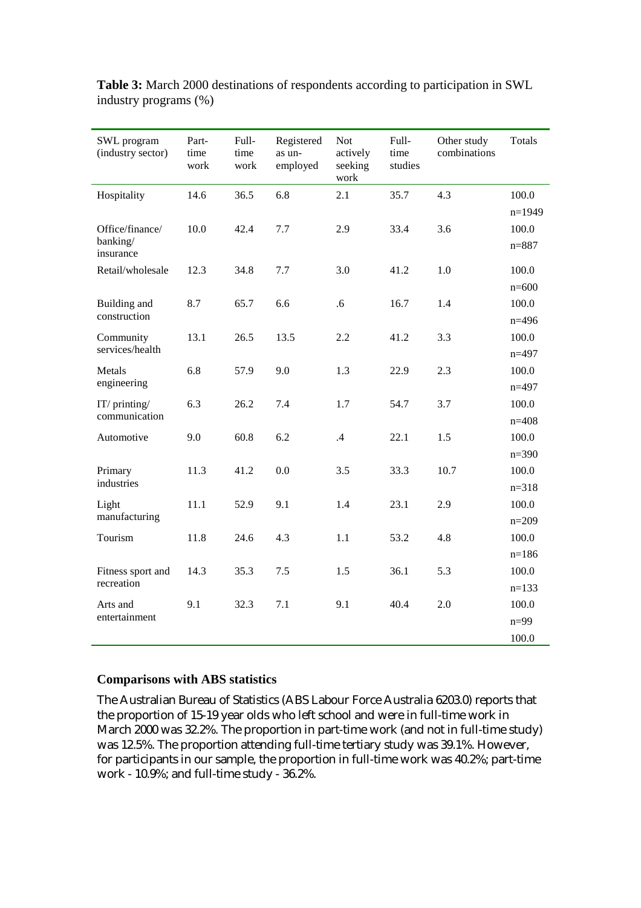**Table 3:** March 2000 destinations of respondents according to participation in SWL industry programs (%)

| SWL program (industry sector) | Part-time work | Full-time work | Registered as un-employed | Not actively seeking work | Full-time studies | Other study combinations | Totals |
|---|---|---|---|---|---|---|---|
| Hospitality | 14.6 | 36.5 | 6.8 | 2.1 | 35.7 | 4.3 | 100.0 n=1949 |
| Office/finance/ banking/ insurance | 10.0 | 42.4 | 7.7 | 2.9 | 33.4 | 3.6 | 100.0 n=887 |
| Retail/wholesale | 12.3 | 34.8 | 7.7 | 3.0 | 41.2 | 1.0 | 100.0 n=600 |
| Building and construction | 8.7 | 65.7 | 6.6 | .6 | 16.7 | 1.4 | 100.0 n=496 |
| Community services/health | 13.1 | 26.5 | 13.5 | 2.2 | 41.2 | 3.3 | 100.0 n=497 |
| Metals engineering | 6.8 | 57.9 | 9.0 | 1.3 | 22.9 | 2.3 | 100.0 n=497 |
| IT/ printing/ communication | 6.3 | 26.2 | 7.4 | 1.7 | 54.7 | 3.7 | 100.0 n=408 |
| Automotive | 9.0 | 60.8 | 6.2 | .4 | 22.1 | 1.5 | 100.0 n=390 |
| Primary industries | 11.3 | 41.2 | 0.0 | 3.5 | 33.3 | 10.7 | 100.0 n=318 |
| Light manufacturing | 11.1 | 52.9 | 9.1 | 1.4 | 23.1 | 2.9 | 100.0 n=209 |
| Tourism | 11.8 | 24.6 | 4.3 | 1.1 | 53.2 | 4.8 | 100.0 n=186 |
| Fitness sport and recreation | 14.3 | 35.3 | 7.5 | 1.5 | 36.1 | 5.3 | 100.0 n=133 |
| Arts and entertainment | 9.1 | 32.3 | 7.1 | 9.1 | 40.4 | 2.0 | 100.0 n=99 |
| | | | | | | | 100.0 |

### Comparisons with ABS statistics

The Australian Bureau of Statistics (ABS Labour Force Australia 6203.0) reports that the proportion of 15-19 year olds who left school and were in full-time work in March 2000 was 32.2%. The proportion in part-time work (and not in full-time study) was 12.5%. The proportion attending full-time tertiary study was 39.1%. However, for participants in our sample, the proportion in full-time work was 40.2%; part-time work - 10.9%; and full-time study - 36.2%.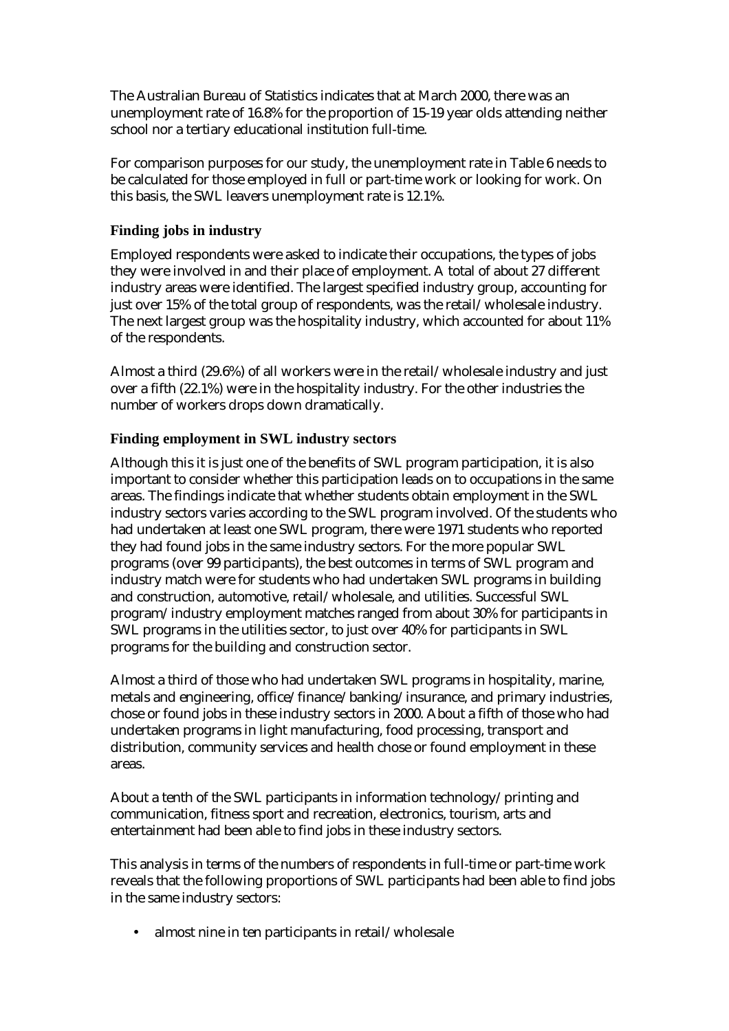The Australian Bureau of Statistics indicates that at March 2000, there was an unemployment rate of 16.8% for the proportion of 15-19 year olds attending neither school nor a tertiary educational institution full-time.

For comparison purposes for our study, the unemployment rate in Table 6 needs to be calculated for those employed in full or part-time work or looking for work. On this basis, the SWL leavers unemployment rate is 12.1%.

### Finding jobs in industry

Employed respondents were asked to indicate their occupations, the types of jobs they were involved in and their place of employment. A total of about 27 different industry areas were identified. The largest specified industry group, accounting for just over 15% of the total group of respondents, was the retail/wholesale industry. The next largest group was the hospitality industry, which accounted for about 11% of the respondents.

Almost a third (29.6%) of all workers were in the retail/wholesale industry and just over a fifth (22.1%) were in the hospitality industry. For the other industries the number of workers drops down dramatically.

### Finding employment in SWL industry sectors

Although this it is just one of the benefits of SWL program participation, it is also important to consider whether this participation leads on to occupations in the same areas. The findings indicate that whether students obtain employment in the SWL industry sectors varies according to the SWL program involved. Of the students who had undertaken at least one SWL program, there were 1971 students who reported they had found jobs in the same industry sectors. For the more popular SWL programs (over 99 participants), the best outcomes in terms of SWL program and industry match were for students who had undertaken SWL programs in building and construction, automotive, retail/wholesale, and utilities. Successful SWL program/industry employment matches ranged from about 30% for participants in SWL programs in the utilities sector, to just over 40% for participants in SWL programs for the building and construction sector.

Almost a third of those who had undertaken SWL programs in hospitality, marine, metals and engineering, office/finance/banking/insurance, and primary industries, chose or found jobs in these industry sectors in 2000. About a fifth of those who had undertaken programs in light manufacturing, food processing, transport and distribution, community services and health chose or found employment in these areas.

About a tenth of the SWL participants in information technology/printing and communication, fitness sport and recreation, electronics, tourism, arts and entertainment had been able to find jobs in these industry sectors.

This analysis in terms of the numbers of respondents in full-time or part-time work reveals that the following proportions of SWL participants had been able to find jobs in the same industry sectors:

- almost nine in ten participants in retail/wholesale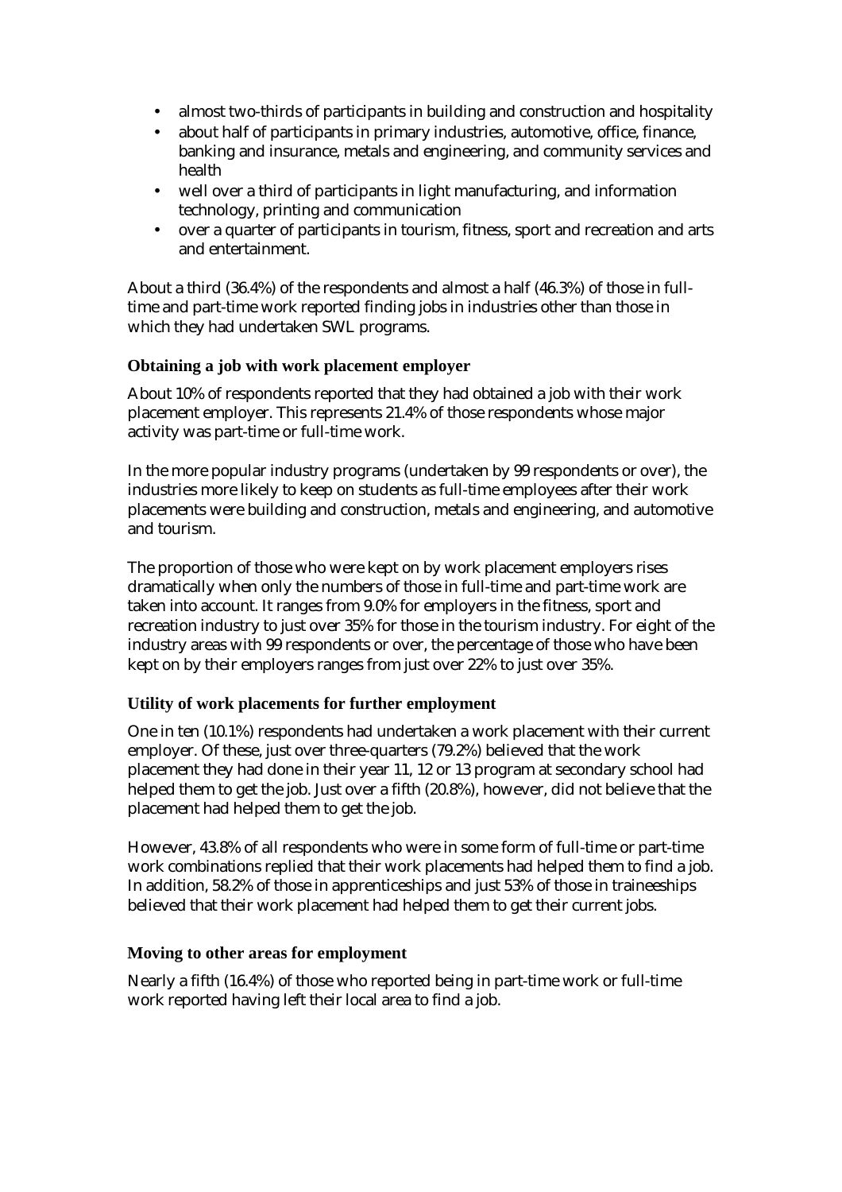- almost two-thirds of participants in building and construction and hospitality
- about half of participants in primary industries, automotive, office, finance, banking and insurance, metals and engineering, and community services and health
- well over a third of participants in light manufacturing, and information technology, printing and communication
- over a quarter of participants in tourism, fitness, sport and recreation and arts and entertainment.

About a third (36.4%) of the respondents and almost a half (46.3%) of those in full-time and part-time work reported finding jobs in industries other than those in which they had undertaken SWL programs.

### Obtaining a job with work placement employer

About 10% of respondents reported that they had obtained a job with their work placement employer. This represents 21.4% of those respondents whose major activity was part-time or full-time work.

In the more popular industry programs (undertaken by 99 respondents or over), the industries more likely to keep on students as full-time employees after their work placements were building and construction, metals and engineering, and automotive and tourism.

The proportion of those who were kept on by work placement employers rises dramatically when only the numbers of those in full-time and part-time work are taken into account. It ranges from 9.0% for employers in the fitness, sport and recreation industry to just over 35% for those in the tourism industry. For eight of the industry areas with 99 respondents or over, the percentage of those who have been kept on by their employers ranges from just over 22% to just over 35%.

### Utility of work placements for further employment

One in ten (10.1%) respondents had undertaken a work placement with their current employer. Of these, just over three-quarters (79.2%) believed that the work placement they had done in their year 11, 12 or 13 program at secondary school had helped them to get the job. Just over a fifth (20.8%), however, did not believe that the placement had helped them to get the job.

However, 43.8% of all respondents who were in some form of full-time or part-time work combinations replied that their work placements had helped them to find a job. In addition, 58.2% of those in apprenticeships and just 53% of those in traineeships believed that their work placement had helped them to get their current jobs.

### Moving to other areas for employment

Nearly a fifth (16.4%) of those who reported being in part-time work or full-time work reported having left their local area to find a job.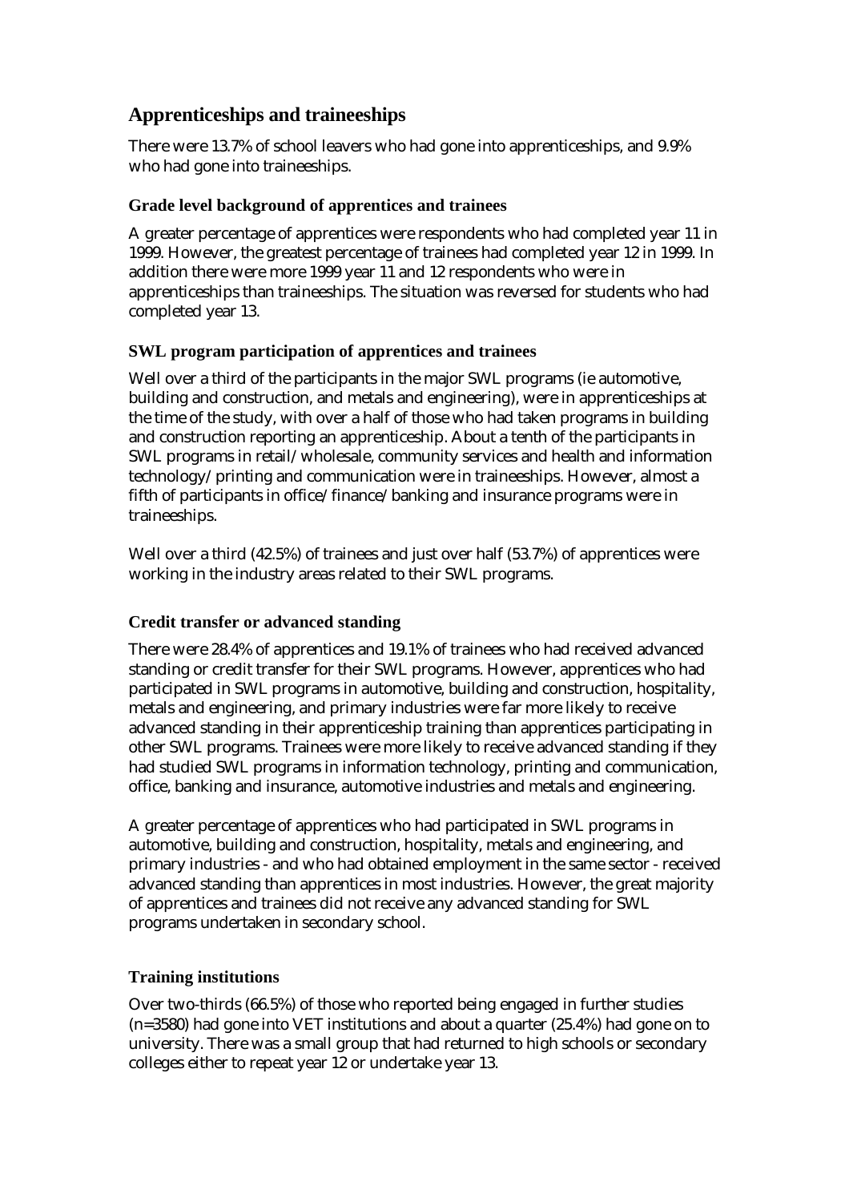## Apprenticeships and traineeships

There were 13.7% of school leavers who had gone into apprenticeships, and 9.9% who had gone into traineeships.

### Grade level background of apprentices and trainees

A greater percentage of apprentices were respondents who had completed year 11 in 1999. However, the greatest percentage of trainees had completed year 12 in 1999. In addition there were more 1999 year 11 and 12 respondents who were in apprenticeships than traineeships. The situation was reversed for students who had completed year 13.

### SWL program participation of apprentices and trainees

Well over a third of the participants in the major SWL programs (ie automotive, building and construction, and metals and engineering), were in apprenticeships at the time of the study, with over a half of those who had taken programs in building and construction reporting an apprenticeship. About a tenth of the participants in SWL programs in retail/wholesale, community services and health and information technology/printing and communication were in traineeships. However, almost a fifth of participants in office/finance/banking and insurance programs were in traineeships.

Well over a third (42.5%) of trainees and just over half (53.7%) of apprentices were working in the industry areas related to their SWL programs.

### Credit transfer or advanced standing

There were 28.4% of apprentices and 19.1% of trainees who had received advanced standing or credit transfer for their SWL programs. However, apprentices who had participated in SWL programs in automotive, building and construction, hospitality, metals and engineering, and primary industries were far more likely to receive advanced standing in their apprenticeship training than apprentices participating in other SWL programs. Trainees were more likely to receive advanced standing if they had studied SWL programs in information technology, printing and communication, office, banking and insurance, automotive industries and metals and engineering.

A greater percentage of apprentices who had participated in SWL programs in automotive, building and construction, hospitality, metals and engineering, and primary industries - and who had obtained employment in the same sector - received advanced standing than apprentices in most industries. However, the great majority of apprentices and trainees did not receive any advanced standing for SWL programs undertaken in secondary school.

### Training institutions

Over two-thirds (66.5%) of those who reported being engaged in further studies (n=3580) had gone into VET institutions and about a quarter (25.4%) had gone on to university. There was a small group that had returned to high schools or secondary colleges either to repeat year 12 or undertake year 13.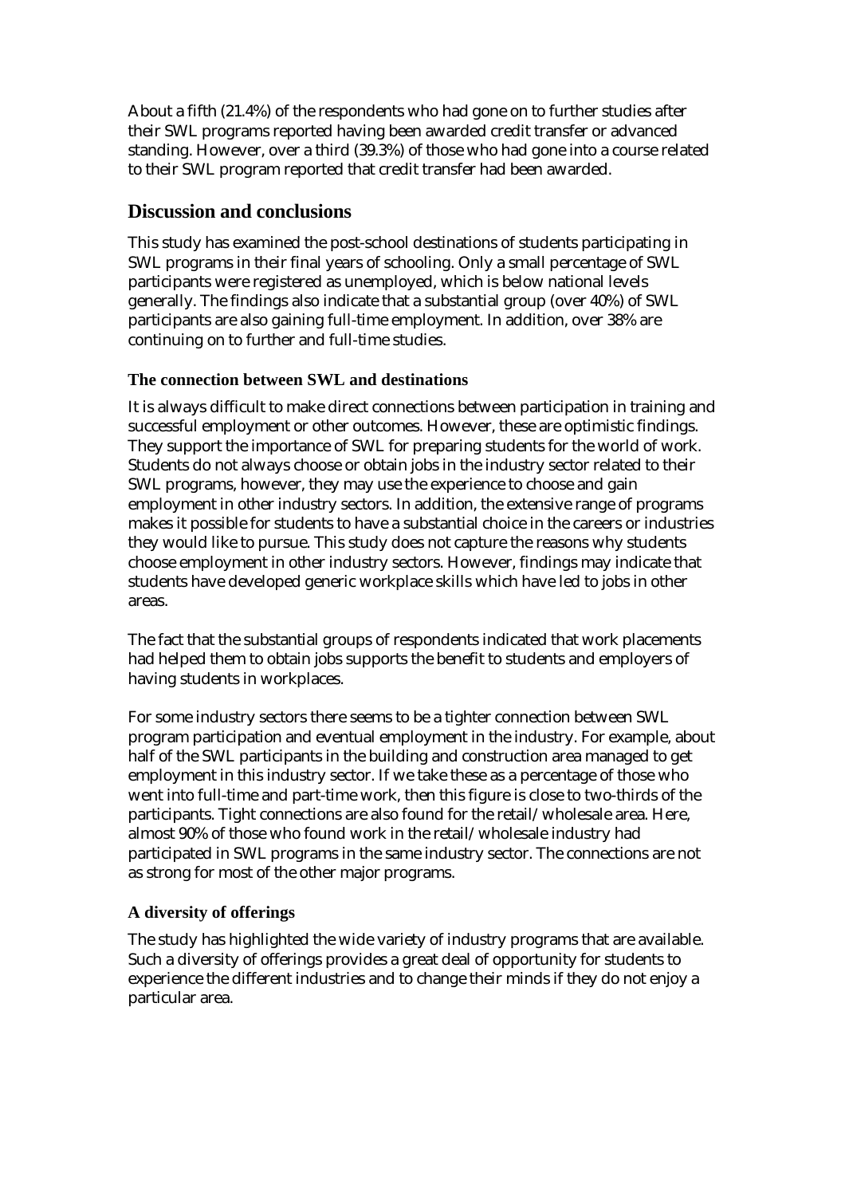About a fifth (21.4%) of the respondents who had gone on to further studies after their SWL programs reported having been awarded credit transfer or advanced standing. However, over a third (39.3%) of those who had gone into a course related to their SWL program reported that credit transfer had been awarded.

## Discussion and conclusions

This study has examined the post-school destinations of students participating in SWL programs in their final years of schooling. Only a small percentage of SWL participants were registered as unemployed, which is below national levels generally. The findings also indicate that a substantial group (over 40%) of SWL participants are also gaining full-time employment. In addition, over 38% are continuing on to further and full-time studies.

### The connection between SWL and destinations

It is always difficult to make direct connections between participation in training and successful employment or other outcomes. However, these are optimistic findings. They support the importance of SWL for preparing students for the world of work. Students do not always choose or obtain jobs in the industry sector related to their SWL programs, however, they may use the experience to choose and gain employment in other industry sectors. In addition, the extensive range of programs makes it possible for students to have a substantial choice in the careers or industries they would like to pursue. This study does not capture the reasons why students choose employment in other industry sectors. However, findings may indicate that students have developed generic workplace skills which have led to jobs in other areas.

The fact that the substantial groups of respondents indicated that work placements had helped them to obtain jobs supports the benefit to students and employers of having students in workplaces.

For some industry sectors there seems to be a tighter connection between SWL program participation and eventual employment in the industry. For example, about half of the SWL participants in the building and construction area managed to get employment in this industry sector. If we take these as a percentage of those who went into full-time and part-time work, then this figure is close to two-thirds of the participants. Tight connections are also found for the retail/wholesale area. Here, almost 90% of those who found work in the retail/wholesale industry had participated in SWL programs in the same industry sector. The connections are not as strong for most of the other major programs.

### A diversity of offerings

The study has highlighted the wide variety of industry programs that are available. Such a diversity of offerings provides a great deal of opportunity for students to experience the different industries and to change their minds if they do not enjoy a particular area.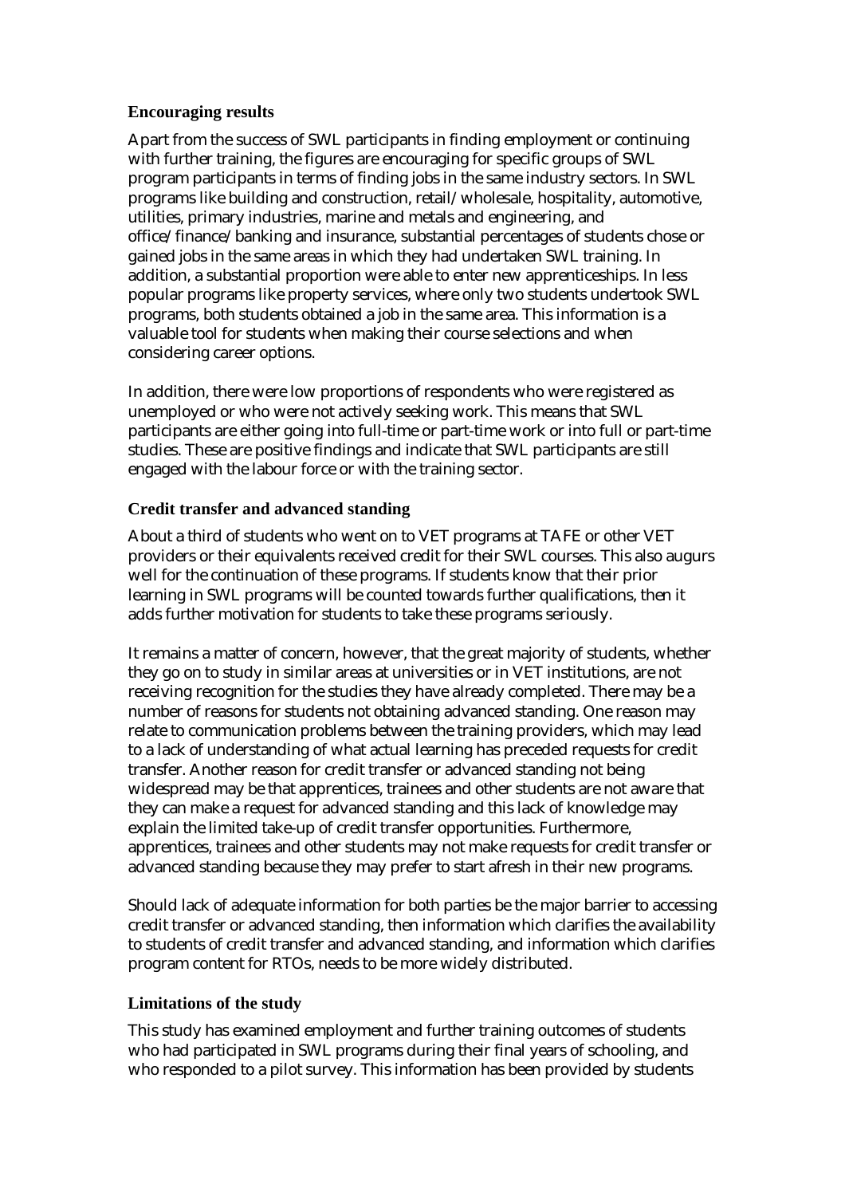### Encouraging results

Apart from the success of SWL participants in finding employment or continuing with further training, the figures are encouraging for specific groups of SWL program participants in terms of finding jobs in the same industry sectors. In SWL programs like building and construction, retail/wholesale, hospitality, automotive, utilities, primary industries, marine and metals and engineering, and office/finance/banking and insurance, substantial percentages of students chose or gained jobs in the same areas in which they had undertaken SWL training. In addition, a substantial proportion were able to enter new apprenticeships. In less popular programs like property services, where only two students undertook SWL programs, both students obtained a job in the same area. This information is a valuable tool for students when making their course selections and when considering career options.

In addition, there were low proportions of respondents who were registered as unemployed or who were not actively seeking work. This means that SWL participants are either going into full-time or part-time work or into full or part-time studies. These are positive findings and indicate that SWL participants are still engaged with the labour force or with the training sector.

### Credit transfer and advanced standing

About a third of students who went on to VET programs at TAFE or other VET providers or their equivalents received credit for their SWL courses. This also augurs well for the continuation of these programs. If students know that their prior learning in SWL programs will be counted towards further qualifications, then it adds further motivation for students to take these programs seriously.

It remains a matter of concern, however, that the great majority of students, whether they go on to study in similar areas at universities or in VET institutions, are not receiving recognition for the studies they have already completed. There may be a number of reasons for students not obtaining advanced standing. One reason may relate to communication problems between the training providers, which may lead to a lack of understanding of what actual learning has preceded requests for credit transfer. Another reason for credit transfer or advanced standing not being widespread may be that apprentices, trainees and other students are not aware that they can make a request for advanced standing and this lack of knowledge may explain the limited take-up of credit transfer opportunities. Furthermore, apprentices, trainees and other students may not make requests for credit transfer or advanced standing because they may prefer to start afresh in their new programs.

Should lack of adequate information for both parties be the major barrier to accessing credit transfer or advanced standing, then information which clarifies the availability to students of credit transfer and advanced standing, and information which clarifies program content for RTOs, needs to be more widely distributed.

### Limitations of the study

This study has examined employment and further training outcomes of students who had participated in SWL programs during their final years of schooling, and who responded to a pilot survey. This information has been provided by students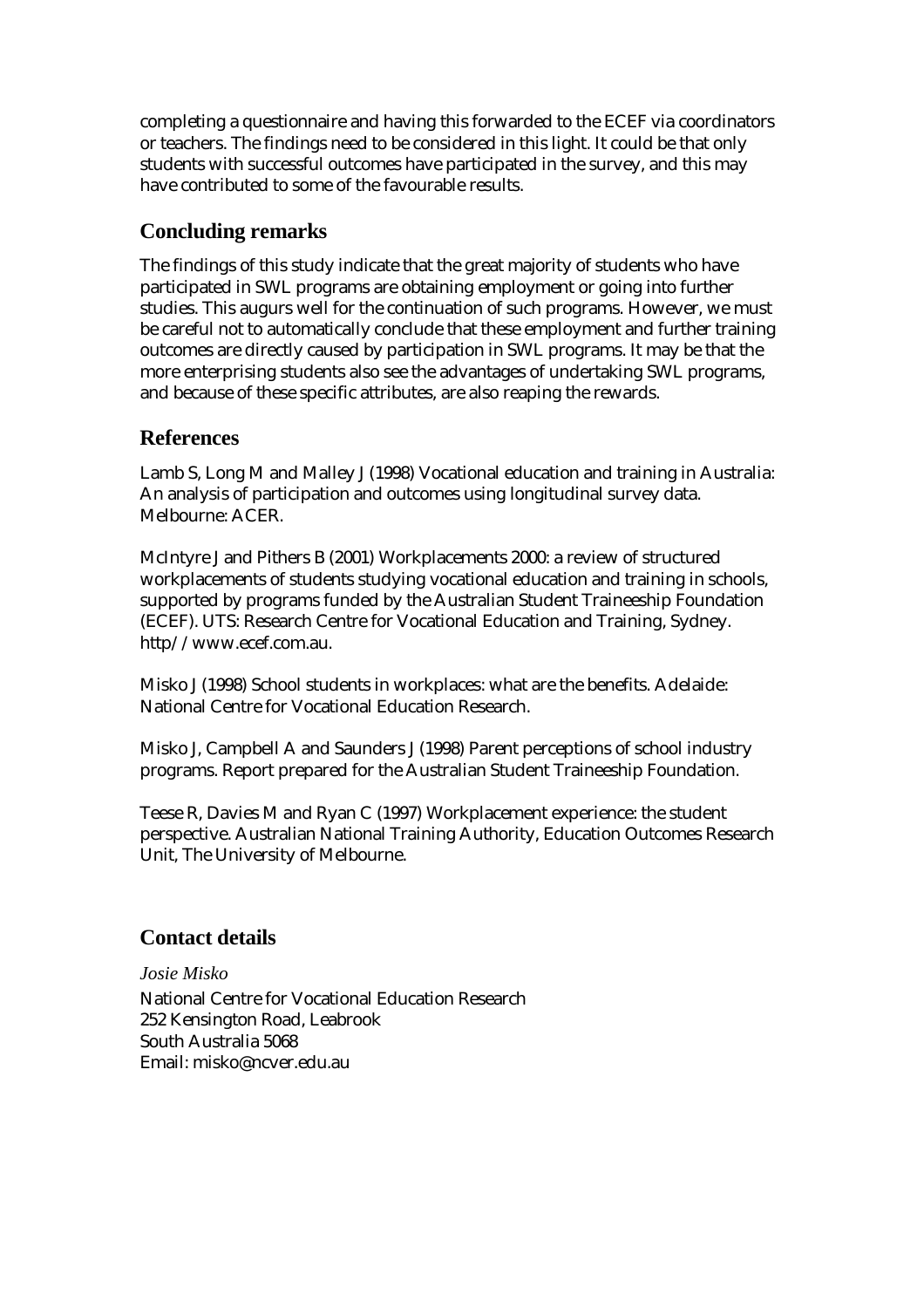completing a questionnaire and having this forwarded to the ECEF via coordinators or teachers. The findings need to be considered in this light. It could be that only students with successful outcomes have participated in the survey, and this may have contributed to some of the favourable results.

## Concluding remarks

The findings of this study indicate that the great majority of students who have participated in SWL programs are obtaining employment or going into further studies. This augurs well for the continuation of such programs. However, we must be careful not to automatically conclude that these employment and further training outcomes are directly caused by participation in SWL programs. It may be that the more enterprising students also see the advantages of undertaking SWL programs, and because of these specific attributes, are also reaping the rewards.

## References

Lamb S, Long M and Malley J (1998) Vocational education and training in Australia: An analysis of participation and outcomes using longitudinal survey data. Melbourne: ACER.

McIntyre J and Pithers B (2001) Workplacements 2000: a review of structured workplacements of students studying vocational education and training in schools, supported by programs funded by the Australian Student Traineeship Foundation (ECEF). UTS: Research Centre for Vocational Education and Training, Sydney. http//www.ecef.com.au.

Misko J (1998) School students in workplaces: what are the benefits. Adelaide: National Centre for Vocational Education Research.

Misko J, Campbell A and Saunders J (1998) Parent perceptions of school industry programs. Report prepared for the Australian Student Traineeship Foundation.

Teese R, Davies M and Ryan C (1997) Workplacement experience: the student perspective. Australian National Training Authority, Education Outcomes Research Unit, The University of Melbourne.

## Contact details

*Josie Misko*
National Centre for Vocational Education Research
252 Kensington Road, Leabrook
South Australia 5068
Email: misko@ncver.edu.au